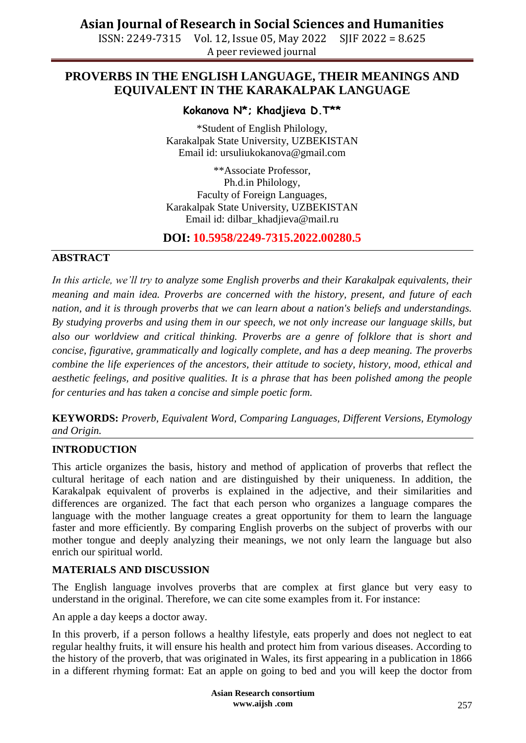# PROVERBS IN THE ENGLISH LANGUAGE, THEIR MEANINGS AND EQUIVALENT IN THE KARAKALPAK LANGUAGE

**Kokanova N\*; Khadjieva D.T\*\***

\*Student of English Philology,
Karakalpak State University, UZBEKISTAN
Email id: ursuliukokanova@gmail.com

\*\*Associate Professor,
Ph.d.in Philology,
Faculty of Foreign Languages,
Karakalpak State University, UZBEKISTAN
Email id: dilbar_khadjieva@mail.ru

**DOI: 10.5958/2249-7315.2022.00280.5**

## ABSTRACT

*In this article, we'll try to analyze some English proverbs and their Karakalpak equivalents, their meaning and main idea. Proverbs are concerned with the history, present, and future of each nation, and it is through proverbs that we can learn about a nation's beliefs and understandings. By studying proverbs and using them in our speech, we not only increase our language skills, but also our worldview and critical thinking. Proverbs are a genre of folklore that is short and concise, figurative, grammatically and logically complete, and has a deep meaning. The proverbs combine the life experiences of the ancestors, their attitude to society, history, mood, ethical and aesthetic feelings, and positive qualities. It is a phrase that has been polished among the people for centuries and has taken a concise and simple poetic form.*

**KEYWORDS:** *Proverb, Equivalent Word, Comparing Languages, Different Versions, Etymology and Origin.*

## INTRODUCTION

This article organizes the basis, history and method of application of proverbs that reflect the cultural heritage of each nation and are distinguished by their uniqueness. In addition, the Karakalpak equivalent of proverbs is explained in the adjective, and their similarities and differences are organized. The fact that each person who organizes a language compares the language with the mother language creates a great opportunity for them to learn the language faster and more efficiently. By comparing English proverbs on the subject of proverbs with our mother tongue and deeply analyzing their meanings, we not only learn the language but also enrich our spiritual world.

## MATERIALS AND DISCUSSION

The English language involves proverbs that are complex at first glance but very easy to understand in the original. Therefore, we can cite some examples from it. For instance:

An apple a day keeps a doctor away.

In this proverb, if a person follows a healthy lifestyle, eats properly and does not neglect to eat regular healthy fruits, it will ensure his health and protect him from various diseases. According to the history of the proverb, that was originated in Wales, its first appearing in a publication in 1866 in a different rhyming format: Eat an apple on going to bed and you will keep the doctor from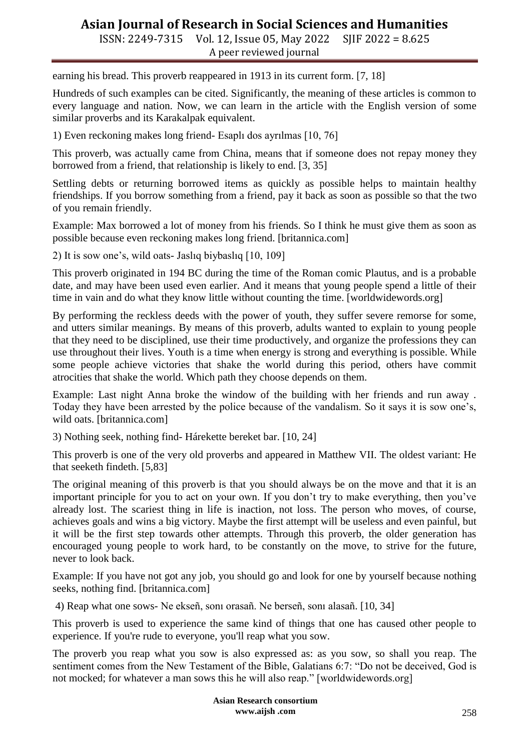earning his bread. This proverb reappeared in 1913 in its current form. [7, 18]

Hundreds of such examples can be cited. Significantly, the meaning of these articles is common to every language and nation. Now, we can learn in the article with the English version of some similar proverbs and its Karakalpak equivalent.

1) Even reckoning makes long friend- Esaplı dos ayrılmas [10, 76]

This proverb, was actually came from China, means that if someone does not repay money they borrowed from a friend, that relationship is likely to end. [3, 35]

Settling debts or returning borrowed items as quickly as possible helps to maintain healthy friendships. If you borrow something from a friend, pay it back as soon as possible so that the two of you remain friendly.

Example: Max borrowed a lot of money from his friends. So I think he must give them as soon as possible because even reckoning makes long friend. [britannica.com]

2) It is sow one's, wild oats- Jaslıq biybaslıq [10, 109]

This proverb originated in 194 BC during the time of the Roman comic Plautus, and is a probable date, and may have been used even earlier. And it means that young people spend a little of their time in vain and do what they know little without counting the time. [worldwidewords.org]

By performing the reckless deeds with the power of youth, they suffer severe remorse for some, and utters similar meanings. By means of this proverb, adults wanted to explain to young people that they need to be disciplined, use their time productively, and organize the professions they can use throughout their lives. Youth is a time when energy is strong and everything is possible. While some people achieve victories that shake the world during this period, others have commit atrocities that shake the world. Which path they choose depends on them.

Example: Last night Anna broke the window of the building with her friends and run away . Today they have been arrested by the police because of the vandalism. So it says it is sow one's, wild oats. [britannica.com]

3) Nothing seek, nothing find- Hárekette bereket bar. [10, 24]

This proverb is one of the very old proverbs and appeared in Matthew VII. The oldest variant: He that seeketh findeth. [5,83]

The original meaning of this proverb is that you should always be on the move and that it is an important principle for you to act on your own. If you don't try to make everything, then you've already lost. The scariest thing in life is inaction, not loss. The person who moves, of course, achieves goals and wins a big victory. Maybe the first attempt will be useless and even painful, but it will be the first step towards other attempts. Through this proverb, the older generation has encouraged young people to work hard, to be constantly on the move, to strive for the future, never to look back.

Example: If you have not got any job, you should go and look for one by yourself because nothing seeks, nothing find. [britannica.com]

4) Reap what one sows- Ne ekseñ, sonı orasañ. Ne berseñ, sonı alasañ. [10, 34]

This proverb is used to experience the same kind of things that one has caused other people to experience. If you're rude to everyone, you'll reap what you sow.

The proverb you reap what you sow is also expressed as: as you sow, so shall you reap. The sentiment comes from the New Testament of the Bible, Galatians 6:7: "Do not be deceived, God is not mocked; for whatever a man sows this he will also reap." [worldwidewords.org]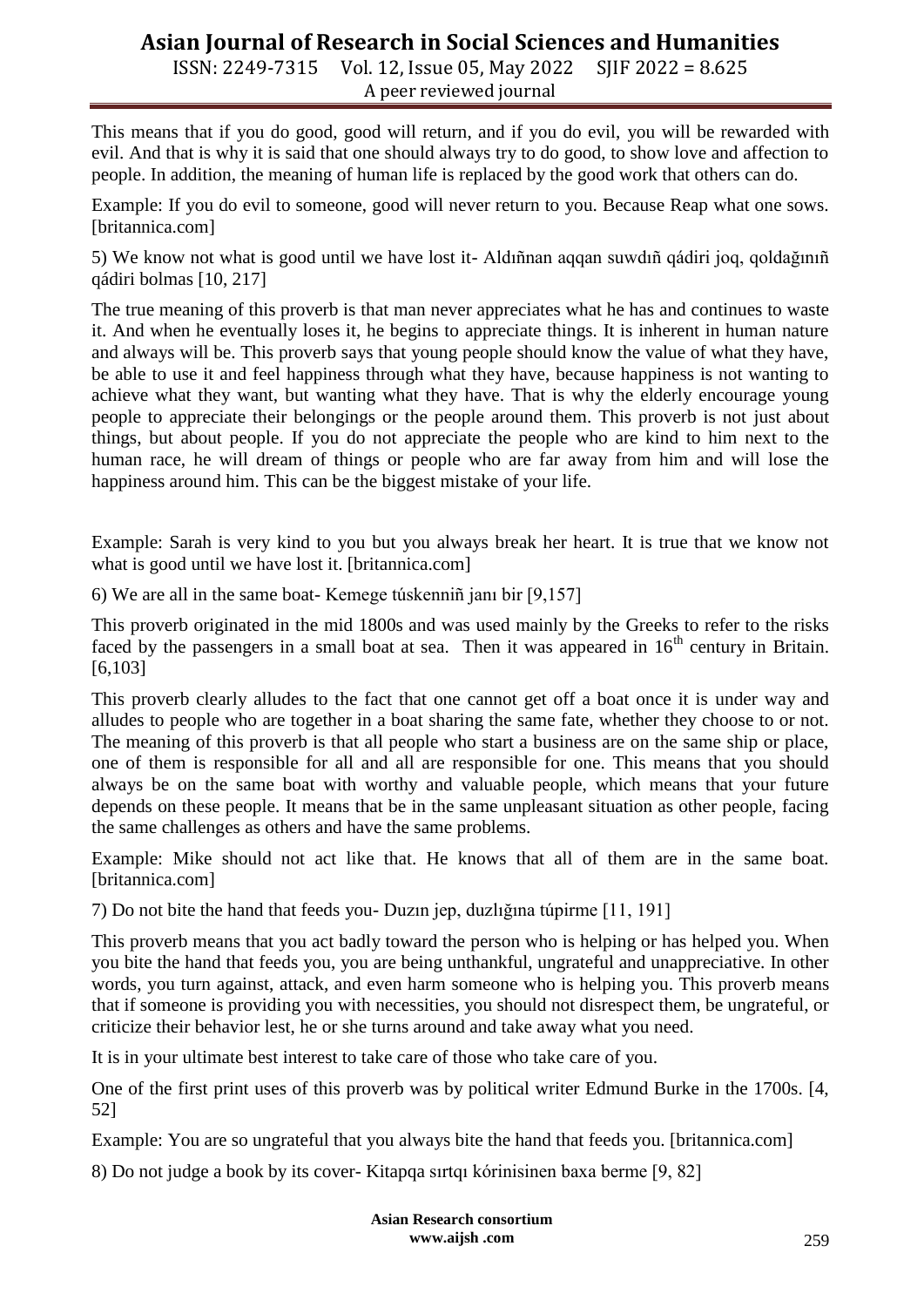This means that if you do good, good will return, and if you do evil, you will be rewarded with evil. And that is why it is said that one should always try to do good, to show love and affection to people. In addition, the meaning of human life is replaced by the good work that others can do.

Example: If you do evil to someone, good will never return to you. Because Reap what one sows. [britannica.com]

5) We know not what is good until we have lost it- Aldıññan aqqan suwdıñ qádiri joq, qoldağınıñ qádiri bolmas [10, 217]

The true meaning of this proverb is that man never appreciates what he has and continues to waste it. And when he eventually loses it, he begins to appreciate things. It is inherent in human nature and always will be. This proverb says that young people should know the value of what they have, be able to use it and feel happiness through what they have, because happiness is not wanting to achieve what they want, but wanting what they have. That is why the elderly encourage young people to appreciate their belongings or the people around them. This proverb is not just about things, but about people. If you do not appreciate the people who are kind to him next to the human race, he will dream of things or people who are far away from him and will lose the happiness around him. This can be the biggest mistake of your life.

Example: Sarah is very kind to you but you always break her heart. It is true that we know not what is good until we have lost it. [britannica.com]

6) We are all in the same boat- Kemege túskenniñ janı bir [9,157]

This proverb originated in the mid 1800s and was used mainly by the Greeks to refer to the risks faced by the passengers in a small boat at sea. Then it was appeared in 16th century in Britain. [6,103]

This proverb clearly alludes to the fact that one cannot get off a boat once it is under way and alludes to people who are together in a boat sharing the same fate, whether they choose to or not. The meaning of this proverb is that all people who start a business are on the same ship or place, one of them is responsible for all and all are responsible for one. This means that you should always be on the same boat with worthy and valuable people, which means that your future depends on these people. It means that be in the same unpleasant situation as other people, facing the same challenges as others and have the same problems.

Example: Mike should not act like that. He knows that all of them are in the same boat. [britannica.com]

7) Do not bite the hand that feeds you- Duzın jep, duzlığına túpirme [11, 191]

This proverb means that you act badly toward the person who is helping or has helped you. When you bite the hand that feeds you, you are being unthankful, ungrateful and unappreciative. In other words, you turn against, attack, and even harm someone who is helping you. This proverb means that if someone is providing you with necessities, you should not disrespect them, be ungrateful, or criticize their behavior lest, he or she turns around and take away what you need.

It is in your ultimate best interest to take care of those who take care of you.

One of the first print uses of this proverb was by political writer Edmund Burke in the 1700s. [4, 52]

Example: You are so ungrateful that you always bite the hand that feeds you. [britannica.com]

8) Do not judge a book by its cover- Kitapqa sırtqı kórinisinen baxa berme [9, 82]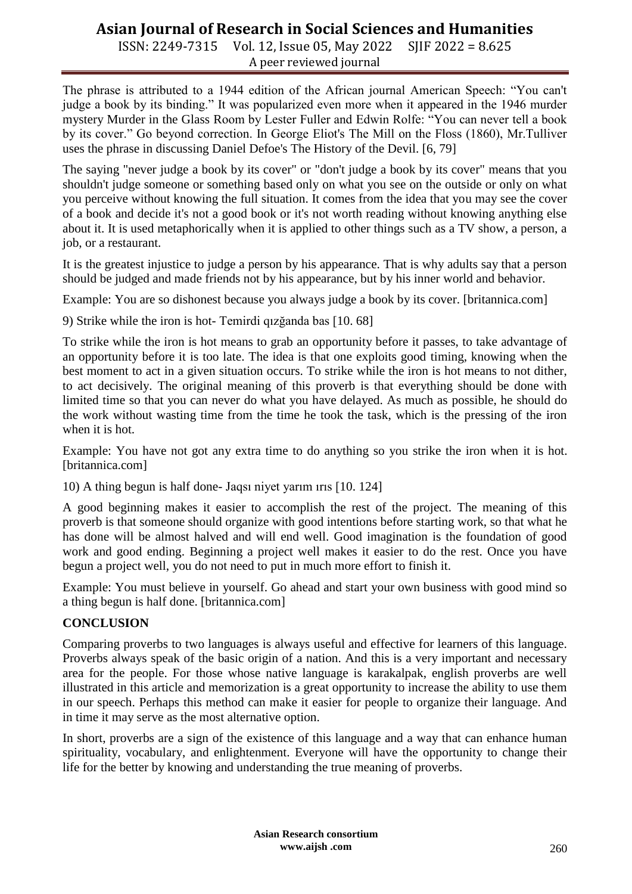The phrase is attributed to a 1944 edition of the African journal American Speech: "You can't judge a book by its binding." It was popularized even more when it appeared in the 1946 murder mystery Murder in the Glass Room by Lester Fuller and Edwin Rolfe: "You can never tell a book by its cover." Go beyond correction. In George Eliot's The Mill on the Floss (1860), Mr.Tulliver uses the phrase in discussing Daniel Defoe's The History of the Devil. [6, 79]

The saying "never judge a book by its cover" or "don't judge a book by its cover" means that you shouldn't judge someone or something based only on what you see on the outside or only on what you perceive without knowing the full situation. It comes from the idea that you may see the cover of a book and decide it's not a good book or it's not worth reading without knowing anything else about it. It is used metaphorically when it is applied to other things such as a TV show, a person, a job, or a restaurant.

It is the greatest injustice to judge a person by his appearance. That is why adults say that a person should be judged and made friends not by his appearance, but by his inner world and behavior.

Example: You are so dishonest because you always judge a book by its cover. [britannica.com]

9) Strike while the iron is hot- Temirdi qızğanda bas [10. 68]

To strike while the iron is hot means to grab an opportunity before it passes, to take advantage of an opportunity before it is too late. The idea is that one exploits good timing, knowing when the best moment to act in a given situation occurs. To strike while the iron is hot means to not dither, to act decisively. The original meaning of this proverb is that everything should be done with limited time so that you can never do what you have delayed. As much as possible, he should do the work without wasting time from the time he took the task, which is the pressing of the iron when it is hot.

Example: You have not got any extra time to do anything so you strike the iron when it is hot. [britannica.com]

10) A thing begun is half done- Jaqsı niyet yarım ırıs [10. 124]

A good beginning makes it easier to accomplish the rest of the project. The meaning of this proverb is that someone should organize with good intentions before starting work, so that what he has done will be almost halved and will end well. Good imagination is the foundation of good work and good ending. Beginning a project well makes it easier to do the rest. Once you have begun a project well, you do not need to put in much more effort to finish it.

Example: You must believe in yourself. Go ahead and start your own business with good mind so a thing begun is half done. [britannica.com]

## CONCLUSION

Comparing proverbs to two languages is always useful and effective for learners of this language. Proverbs always speak of the basic origin of a nation. And this is a very important and necessary area for the people. For those whose native language is karakalpak, english proverbs are well illustrated in this article and memorization is a great opportunity to increase the ability to use them in our speech. Perhaps this method can make it easier for people to organize their language. And in time it may serve as the most alternative option.

In short, proverbs are a sign of the existence of this language and a way that can enhance human spirituality, vocabulary, and enlightenment. Everyone will have the opportunity to change their life for the better by knowing and understanding the true meaning of proverbs.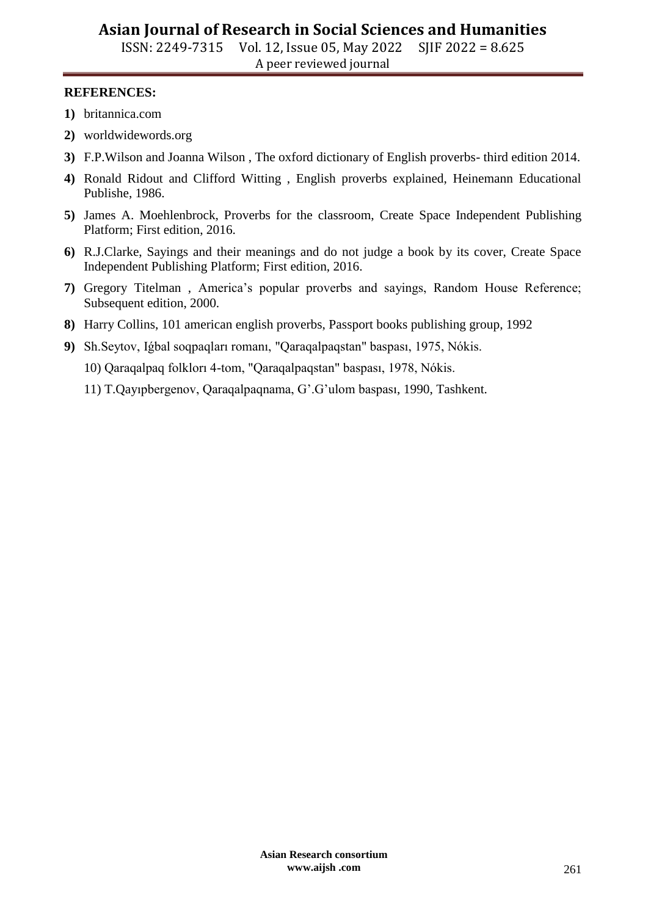**REFERENCES:**

1) britannica.com
2) worldwidewords.org
3) F.P.Wilson and Joanna Wilson , The oxford dictionary of English proverbs- third edition 2014.
4) Ronald Ridout and Clifford Witting , English proverbs explained, Heinemann Educational Publishe, 1986.
5) James A. Moehlenbrock, Proverbs for the classroom, Create Space Independent Publishing Platform; First edition, 2016.
6) R.J.Clarke, Sayings and their meanings and do not judge a book by its cover, Create Space Independent Publishing Platform; First edition, 2016.
7) Gregory Titelman , America's popular proverbs and sayings, Random House Reference; Subsequent edition, 2000.
8) Harry Collins, 101 american english proverbs, Passport books publishing group, 1992
9) Sh.Seytov, Iǵbal soqpaqları romanı, "Qaraqalpaqstan" baspası, 1975, Nókis.
10) Qaraqalpaq folklorı 4-tom, "Qaraqalpaqstan" baspası, 1978, Nókis.
11) T.Qayıpbergenov, Qaraqalpaqnama, G'.G'ulom baspası, 1990, Tashkent.